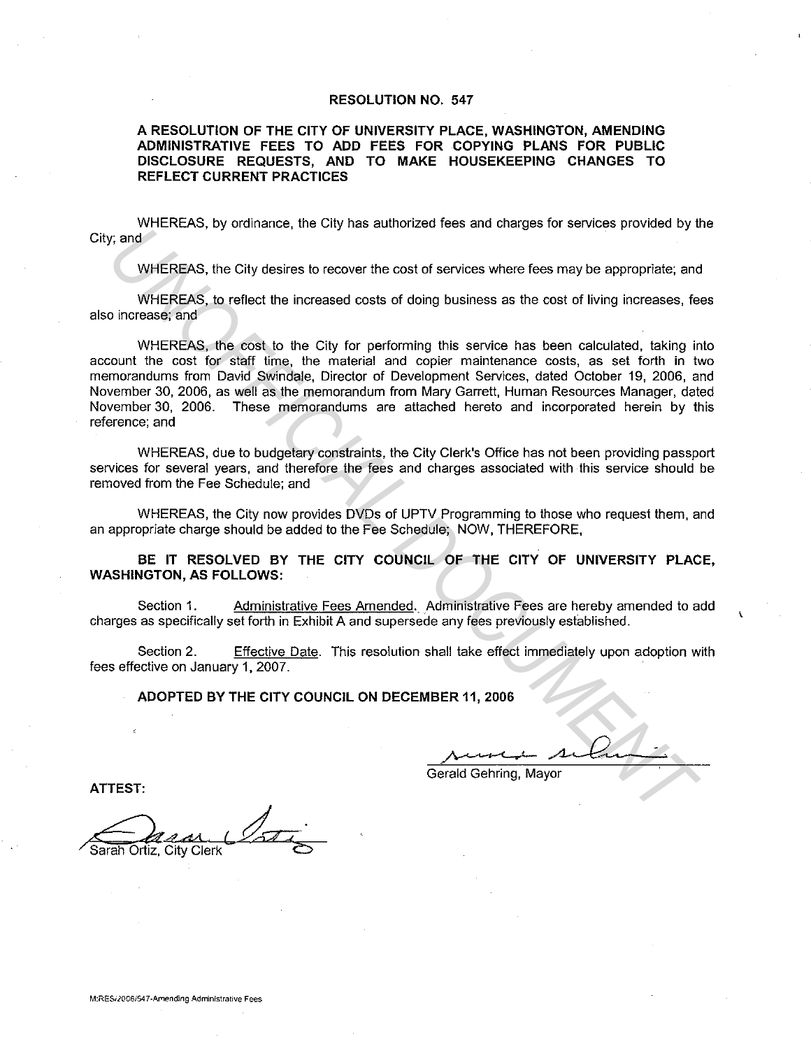# RESOLUTION NO. 547

## A RESOLUTION OF THE CITY OF UNIVERSITY PLACE, WASHINGTON, AMENDING ADMINISTRATIVE FEES TO ADD FEES FOR COPYING PLANS FOR PUBLIC DISCLOSURE REQUESTS, AND TO MAKE HOUSEKEEPING CHANGES TO REFLECT CURRENT PRACTICES

WHEREAS, by ordinance, the City has authorized fees and charges for services provided by the City; and

WHEREAS, the City desires to recover the cost of services where fees may be appropriate; and

WHEREAS, to reflect the increased costs of doing business as the cost of living increases, fees also increase; and

WHEREAS, the cost to the City for performing this service has been calculated, taking into account the cost for staff time, the material and copier maintenance costs, as set forth in two memorandums from David Swindale, Director of Development Services, dated October 19, 2006, and November 30, 2006, as well as the memorandum from Mary Garrett, Human Resources Manager, dated November 30, 2006. These memorandums are attached hereto and incorporated herein by this reference; and

WHEREAS, due to budgetary constraints, the City Clerk's Office has not been providing passport services for several years, and therefore the fees and charges associated with this service should be removed from the Fee Schedule; and

WHEREAS, the City now provides DVDs of UPTV Programming to those who request them, and an appropriate charge should be added to the Fee Schedule; NOW, THEREFORE,

**BE IT RESOLVED BY THE CITY COUNCIL OF THE CITY OF UNIVERSITY PLACE, WASHINGTON, AS FOLLOWS:**

Section 1. Administrative Fees Amended. Administrative Fees are hereby amended to add charges as specifically set forth in Exhibit A and supersede any fees previously established.

Section 2. Effective Date. This resolution shall take effect immediately upon adoption with fees effective on January 1, 2007.

**ADOPTED BY THE CITY COUNCIL ON DECEMBER 11, 2006**

Gerald Gehring, Mayor

**ATTEST:**

Sarah Ortiz, City Clerk

M:RES/2006/547-Amending Administrative Fees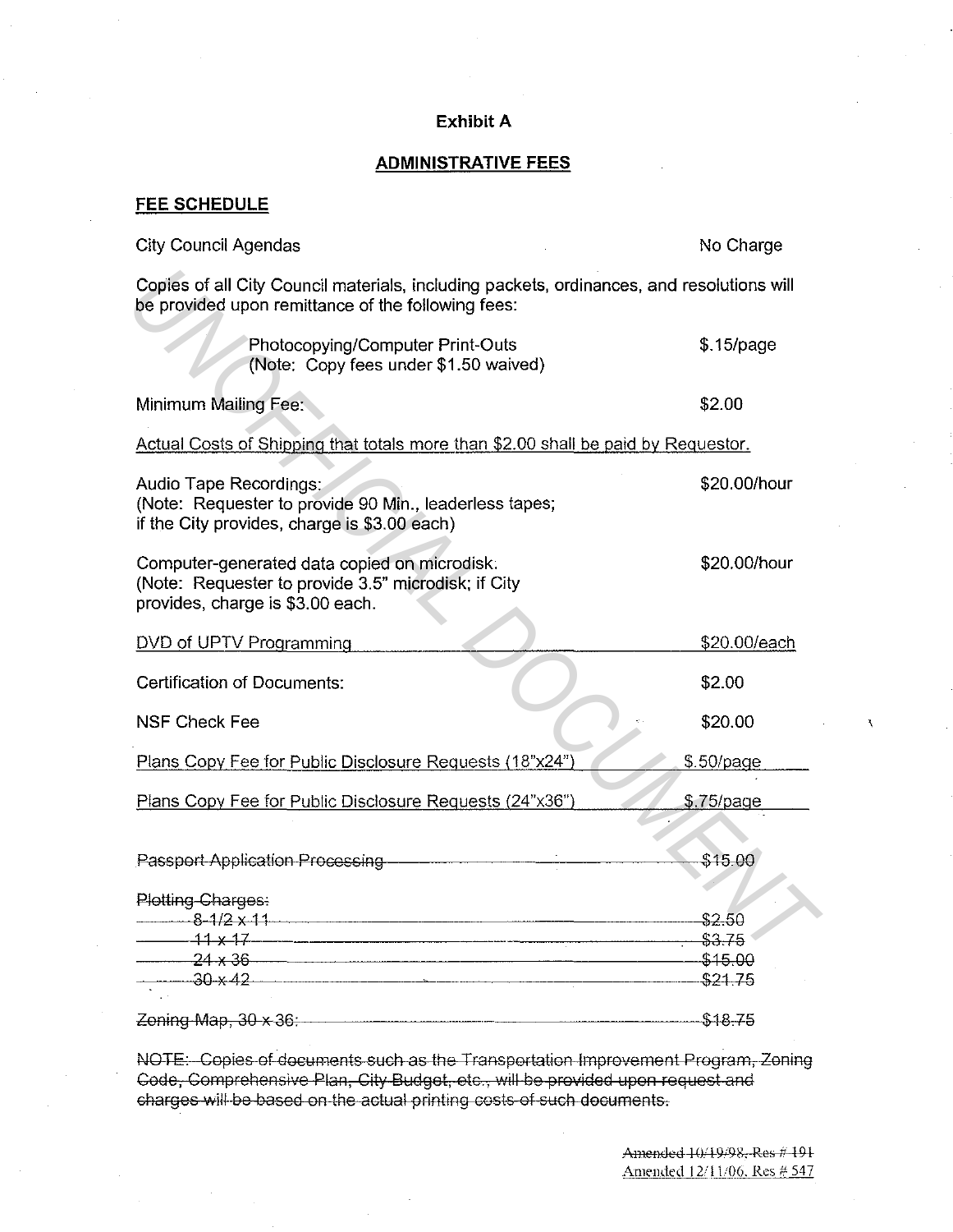**Exhibit A**

**ADMINISTRATIVE FEES**

**FEE SCHEDULE**

| | |
|---|---|
| City Council Agendas | No Charge |

Copies of all City Council materials, including packets, ordinances, and resolutions will be provided upon remittance of the following fees:

| | |
|---|---|
| Photocopying/Computer Print-Outs (Note: Copy fees under $1.50 waived) | $.15/page |
| Minimum Mailing Fee: | $2.00 |

Actual Costs of Shipping that totals more than $2.00 shall be paid by Requestor.

| | |
|---|---|
| Audio Tape Recordings: (Note: Requester to provide 90 Min., leaderless tapes; if the City provides, charge is $3.00 each) | $20.00/hour |
| Computer-generated data copied on microdisk: (Note: Requester to provide 3.5" microdisk; if City provides, charge is $3.00 each. | $20.00/hour |
| DVD of UPTV Programming | $20.00/each |
| Certification of Documents: | $2.00 |
| NSF Check Fee | $20.00 |
| Plans Copy Fee for Public Disclosure Requests (18"x24") | $.50/page |
| Plans Copy Fee for Public Disclosure Requests (24"x36") | $.75/page |
| ~~Passport Application Processing~~ | ~~$15.00~~ |
| ~~Plotting Charges:~~ | |
| ~~8-1/2 x 11~~ | ~~$2.50~~ |
| ~~11 x 17~~ | ~~$3.75~~ |
| ~~24 x 36~~ | ~~$15.00~~ |
| ~~30 x 42~~ | ~~$21.75~~ |
| ~~Zoning Map, 30 x 36:~~ | ~~$18.75~~ |

~~NOTE: Copies of documents such as the Transportation Improvement Program, Zoning Code, Comprehensive Plan, City Budget, etc., will be provided upon request and charges will be based on the actual printing costs of such documents.~~

~~Amended 10/19/98, Res # 191~~
Amended 12/11/06, Res # 547